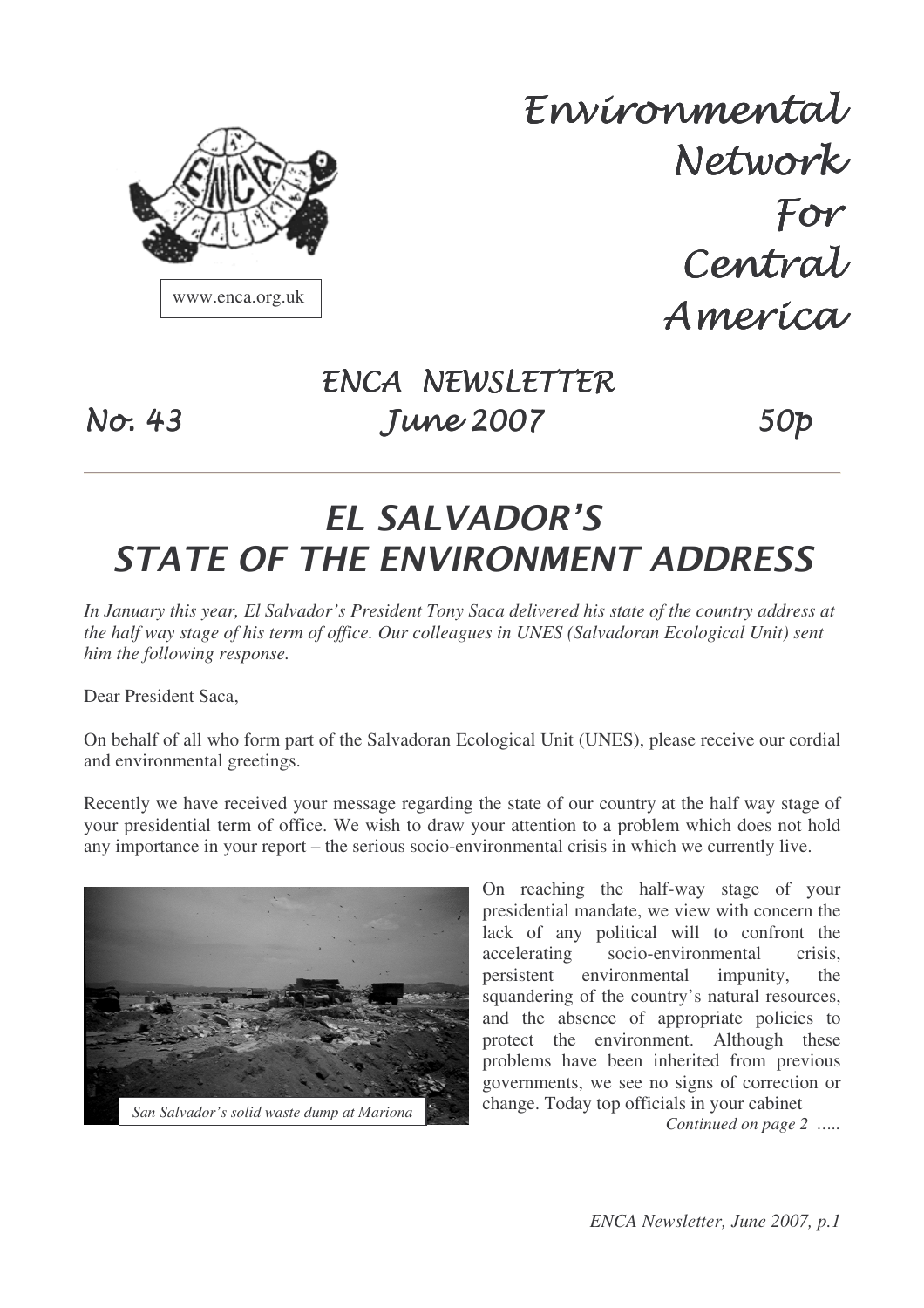www.enca.org.uk

# Environmental Network For Central America

ENCA NEWSLETTER

No. 43 June 2007 50p

# EL SALVADOR'S STATE OF THE ENVIRONMENT ADDRESS

*In January this year, El Salvador's President Tony Saca delivered his state of the country address at the half way stage of his term of office. Our colleagues in UNES (Salvadoran Ecological Unit) sent him the following response.*

Dear President Saca,

On behalf of all who form part of the Salvadoran Ecological Unit (UNES), please receive our cordial and environmental greetings.

Recently we have received your message regarding the state of our country at the half way stage of your presidential term of office. We wish to draw your attention to a problem which does not hold any importance in your report – the serious socio-environmental crisis in which we currently live.

*San Salvador's solid waste dump at Mariona*

On reaching the half-way stage of your presidential mandate, we view with concern the lack of any political will to confront the accelerating socio-environmental crisis, persistent environmental impunity, the squandering of the country's natural resources, and the absence of appropriate policies to protect the environment. Although these problems have been inherited from previous governments, we see no signs of correction or change. Today top officials in your cabinet

*Continued on page 2 .....*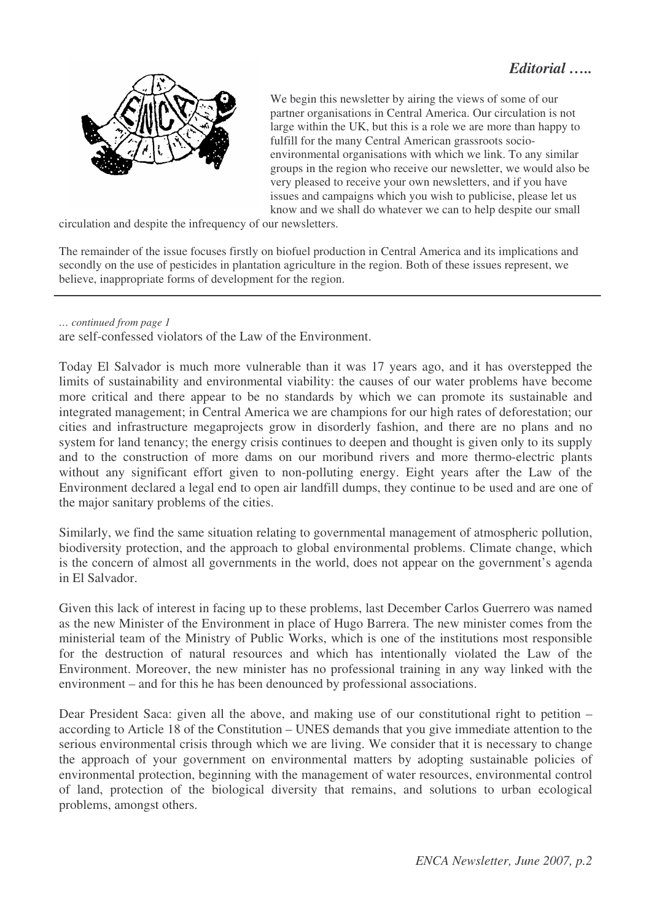## *Editorial …..*

We begin this newsletter by airing the views of some of our partner organisations in Central America. Our circulation is not large within the UK, but this is a role we are more than happy to fulfill for the many Central American grassroots socio-environmental organisations with which we link. To any similar groups in the region who receive our newsletter, we would also be very pleased to receive your own newsletters, and if you have issues and campaigns which you wish to publicise, please let us know and we shall do whatever we can to help despite our small circulation and despite the infrequency of our newsletters.

The remainder of the issue focuses firstly on biofuel production in Central America and its implications and secondly on the use of pesticides in plantation agriculture in the region. Both of these issues represent, we believe, inappropriate forms of development for the region.

---

*… continued from page 1*

are self-confessed violators of the Law of the Environment.

Today El Salvador is much more vulnerable than it was 17 years ago, and it has overstepped the limits of sustainability and environmental viability: the causes of our water problems have become more critical and there appear to be no standards by which we can promote its sustainable and integrated management; in Central America we are champions for our high rates of deforestation; our cities and infrastructure megaprojects grow in disorderly fashion, and there are no plans and no system for land tenancy; the energy crisis continues to deepen and thought is given only to its supply and to the construction of more dams on our moribund rivers and more thermo-electric plants without any significant effort given to non-polluting energy. Eight years after the Law of the Environment declared a legal end to open air landfill dumps, they continue to be used and are one of the major sanitary problems of the cities.

Similarly, we find the same situation relating to governmental management of atmospheric pollution, biodiversity protection, and the approach to global environmental problems. Climate change, which is the concern of almost all governments in the world, does not appear on the government's agenda in El Salvador.

Given this lack of interest in facing up to these problems, last December Carlos Guerrero was named as the new Minister of the Environment in place of Hugo Barrera. The new minister comes from the ministerial team of the Ministry of Public Works, which is one of the institutions most responsible for the destruction of natural resources and which has intentionally violated the Law of the Environment. Moreover, the new minister has no professional training in any way linked with the environment – and for this he has been denounced by professional associations.

Dear President Saca: given all the above, and making use of our constitutional right to petition – according to Article 18 of the Constitution – UNES demands that you give immediate attention to the serious environmental crisis through which we are living. We consider that it is necessary to change the approach of your government on environmental matters by adopting sustainable policies of environmental protection, beginning with the management of water resources, environmental control of land, protection of the biological diversity that remains, and solutions to urban ecological problems, amongst others.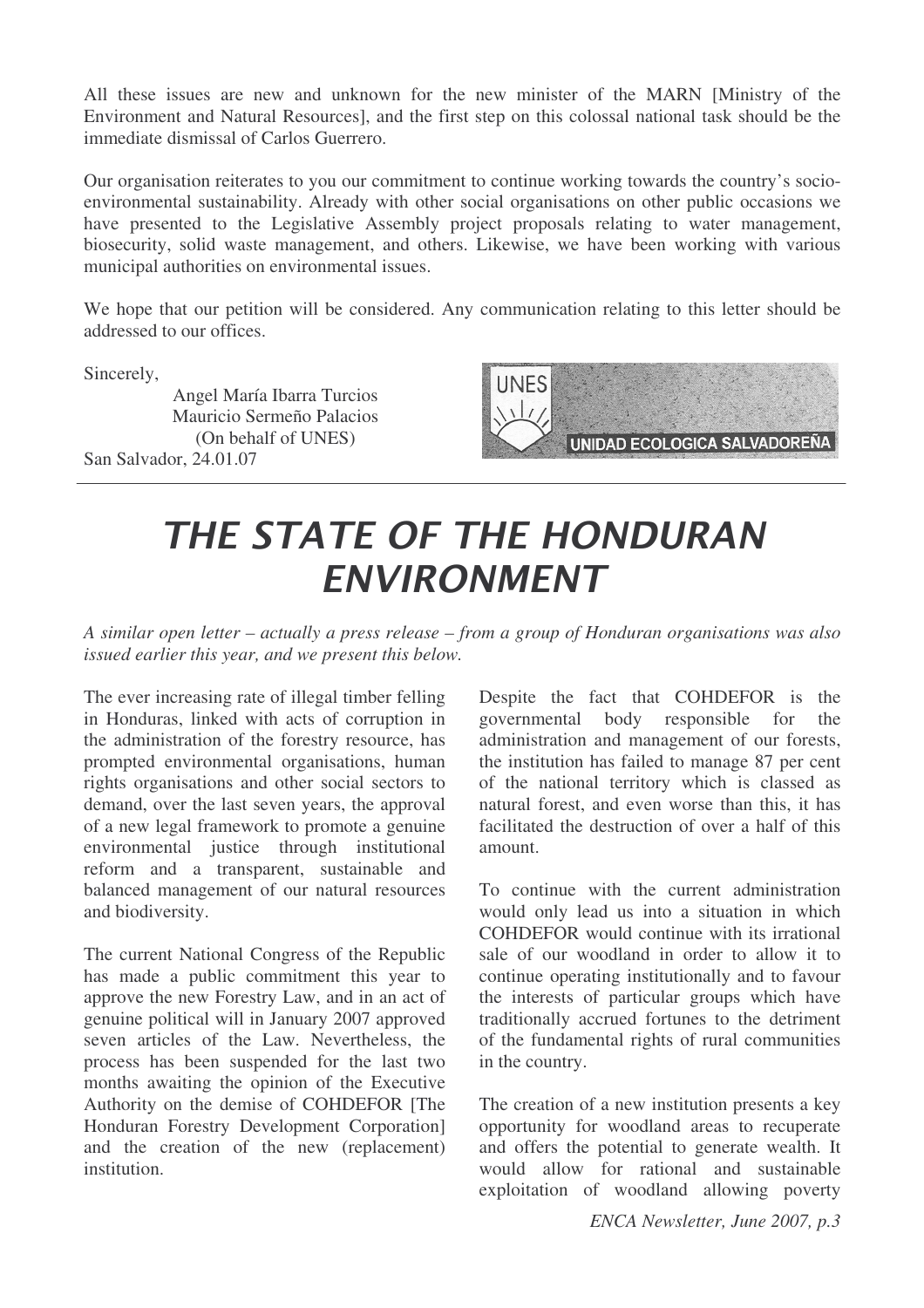All these issues are new and unknown for the new minister of the MARN [Ministry of the Environment and Natural Resources], and the first step on this colossal national task should be the immediate dismissal of Carlos Guerrero.

Our organisation reiterates to you our commitment to continue working towards the country's socio-environmental sustainability. Already with other social organisations on other public occasions we have presented to the Legislative Assembly project proposals relating to water management, biosecurity, solid waste management, and others. Likewise, we have been working with various municipal authorities on environmental issues.

We hope that our petition will be considered. Any communication relating to this letter should be addressed to our offices.

Sincerely,

Angel María Ibarra Turcios
Mauricio Sermeño Palacios
(On behalf of UNES)

San Salvador, 24.01.07

UNES
UNIDAD ECOLOGICA SALVADOREÑA

---

# *THE STATE OF THE HONDURAN ENVIRONMENT*

*A similar open letter – actually a press release – from a group of Honduran organisations was also issued earlier this year, and we present this below.*

The ever increasing rate of illegal timber felling in Honduras, linked with acts of corruption in the administration of the forestry resource, has prompted environmental organisations, human rights organisations and other social sectors to demand, over the last seven years, the approval of a new legal framework to promote a genuine environmental justice through institutional reform and a transparent, sustainable and balanced management of our natural resources and biodiversity.

The current National Congress of the Republic has made a public commitment this year to approve the new Forestry Law, and in an act of genuine political will in January 2007 approved seven articles of the Law. Nevertheless, the process has been suspended for the last two months awaiting the opinion of the Executive Authority on the demise of COHDEFOR [The Honduran Forestry Development Corporation] and the creation of the new (replacement) institution.

Despite the fact that COHDEFOR is the governmental body responsible for the administration and management of our forests, the institution has failed to manage 87 per cent of the national territory which is classed as natural forest, and even worse than this, it has facilitated the destruction of over a half of this amount.

To continue with the current administration would only lead us into a situation in which COHDEFOR would continue with its irrational sale of our woodland in order to allow it to continue operating institutionally and to favour the interests of particular groups which have traditionally accrued fortunes to the detriment of the fundamental rights of rural communities in the country.

The creation of a new institution presents a key opportunity for woodland areas to recuperate and offers the potential to generate wealth. It would allow for rational and sustainable exploitation of woodland allowing poverty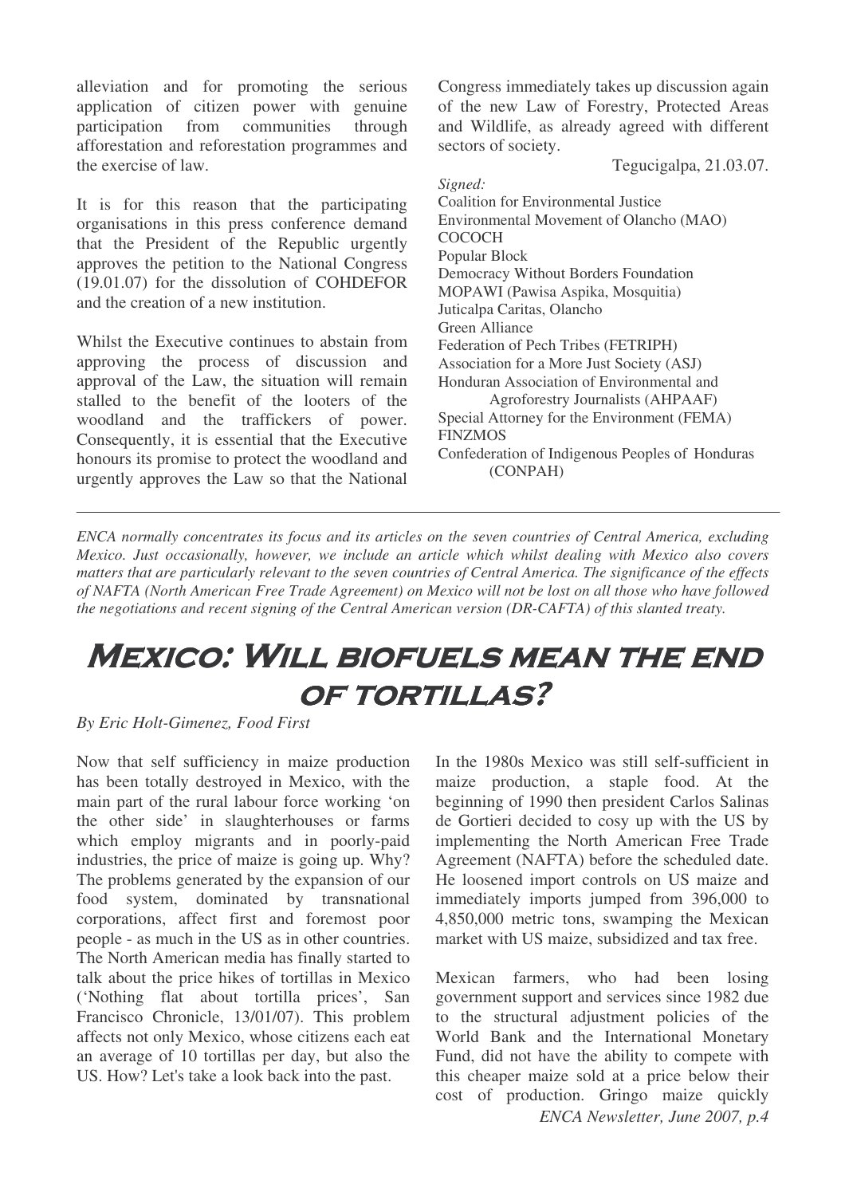alleviation and for promoting the serious application of citizen power with genuine participation from communities through afforestation and reforestation programmes and the exercise of law.

It is for this reason that the participating organisations in this press conference demand that the President of the Republic urgently approves the petition to the National Congress (19.01.07) for the dissolution of COHDEFOR and the creation of a new institution.

Whilst the Executive continues to abstain from approving the process of discussion and approval of the Law, the situation will remain stalled to the benefit of the looters of the woodland and the traffickers of power. Consequently, it is essential that the Executive honours its promise to protect the woodland and urgently approves the Law so that the National Congress immediately takes up discussion again of the new Law of Forestry, Protected Areas and Wildlife, as already agreed with different sectors of society.

Tegucigalpa, 21.03.07.

*Signed:*
Coalition for Environmental Justice
Environmental Movement of Olancho (MAO)
COCOCH
Popular Block
Democracy Without Borders Foundation
MOPAWI (Pawisa Aspika, Mosquitia)
Juticalpa Caritas, Olancho
Green Alliance
Federation of Pech Tribes (FETRIPH)
Association for a More Just Society (ASJ)
Honduran Association of Environmental and Agroforestry Journalists (AHPAAF)
Special Attorney for the Environment (FEMA)
FINZMOS
Confederation of Indigenous Peoples of Honduras (CONPAH)

---

*ENCA normally concentrates its focus and its articles on the seven countries of Central America, excluding Mexico. Just occasionally, however, we include an article which whilst dealing with Mexico also covers matters that are particularly relevant to the seven countries of Central America. The significance of the effects of NAFTA (North American Free Trade Agreement) on Mexico will not be lost on all those who have followed the negotiations and recent signing of the Central American version (DR-CAFTA) of this slanted treaty.*

# Mexico: Will biofuels mean the end of tortillas?

*By Eric Holt-Gimenez, Food First*

Now that self sufficiency in maize production has been totally destroyed in Mexico, with the main part of the rural labour force working 'on the other side' in slaughterhouses or farms which employ migrants and in poorly-paid industries, the price of maize is going up. Why? The problems generated by the expansion of our food system, dominated by transnational corporations, affect first and foremost poor people - as much in the US as in other countries. The North American media has finally started to talk about the price hikes of tortillas in Mexico ('Nothing flat about tortilla prices', San Francisco Chronicle, 13/01/07). This problem affects not only Mexico, whose citizens each eat an average of 10 tortillas per day, but also the US. How? Let's take a look back into the past.

In the 1980s Mexico was still self-sufficient in maize production, a staple food. At the beginning of 1990 then president Carlos Salinas de Gortieri decided to cosy up with the US by implementing the North American Free Trade Agreement (NAFTA) before the scheduled date. He loosened import controls on US maize and immediately imports jumped from 396,000 to 4,850,000 metric tons, swamping the Mexican market with US maize, subsidized and tax free.

Mexican farmers, who had been losing government support and services since 1982 due to the structural adjustment policies of the World Bank and the International Monetary Fund, did not have the ability to compete with this cheaper maize sold at a price below their cost of production. Gringo maize quickly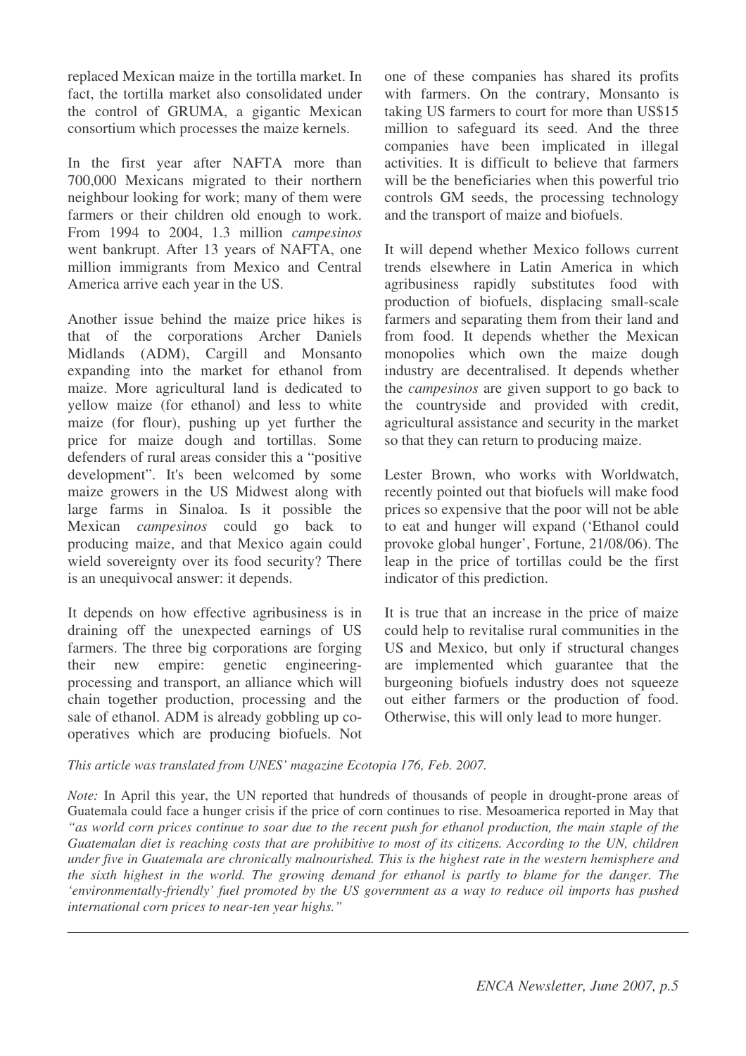replaced Mexican maize in the tortilla market. In fact, the tortilla market also consolidated under the control of GRUMA, a gigantic Mexican consortium which processes the maize kernels.

In the first year after NAFTA more than 700,000 Mexicans migrated to their northern neighbour looking for work; many of them were farmers or their children old enough to work. From 1994 to 2004, 1.3 million *campesinos* went bankrupt. After 13 years of NAFTA, one million immigrants from Mexico and Central America arrive each year in the US.

Another issue behind the maize price hikes is that of the corporations Archer Daniels Midlands (ADM), Cargill and Monsanto expanding into the market for ethanol from maize. More agricultural land is dedicated to yellow maize (for ethanol) and less to white maize (for flour), pushing up yet further the price for maize dough and tortillas. Some defenders of rural areas consider this a "positive development". It's been welcomed by some maize growers in the US Midwest along with large farms in Sinaloa. Is it possible the Mexican *campesinos* could go back to producing maize, and that Mexico again could wield sovereignty over its food security? There is an unequivocal answer: it depends.

It depends on how effective agribusiness is in draining off the unexpected earnings of US farmers. The three big corporations are forging their new empire: genetic engineering-processing and transport, an alliance which will chain together production, processing and the sale of ethanol. ADM is already gobbling up co-operatives which are producing biofuels. Not one of these companies has shared its profits with farmers. On the contrary, Monsanto is taking US farmers to court for more than US$15 million to safeguard its seed. And the three companies have been implicated in illegal activities. It is difficult to believe that farmers will be the beneficiaries when this powerful trio controls GM seeds, the processing technology and the transport of maize and biofuels.

It will depend whether Mexico follows current trends elsewhere in Latin America in which agribusiness rapidly substitutes food with production of biofuels, displacing small-scale farmers and separating them from their land and from food. It depends whether the Mexican monopolies which own the maize dough industry are decentralised. It depends whether the *campesinos* are given support to go back to the countryside and provided with credit, agricultural assistance and security in the market so that they can return to producing maize.

Lester Brown, who works with Worldwatch, recently pointed out that biofuels will make food prices so expensive that the poor will not be able to eat and hunger will expand ('Ethanol could provoke global hunger', Fortune, 21/08/06). The leap in the price of tortillas could be the first indicator of this prediction.

It is true that an increase in the price of maize could help to revitalise rural communities in the US and Mexico, but only if structural changes are implemented which guarantee that the burgeoning biofuels industry does not squeeze out either farmers or the production of food. Otherwise, this will only lead to more hunger.

*This article was translated from UNES' magazine Ecotopia 176, Feb. 2007.*

*Note:* In April this year, the UN reported that hundreds of thousands of people in drought-prone areas of Guatemala could face a hunger crisis if the price of corn continues to rise. Mesoamerica reported in May that *"as world corn prices continue to soar due to the recent push for ethanol production, the main staple of the Guatemalan diet is reaching costs that are prohibitive to most of its citizens. According to the UN, children under five in Guatemala are chronically malnourished. This is the highest rate in the western hemisphere and the sixth highest in the world. The growing demand for ethanol is partly to blame for the danger. The 'environmentally-friendly' fuel promoted by the US government as a way to reduce oil imports has pushed international corn prices to near-ten year highs."*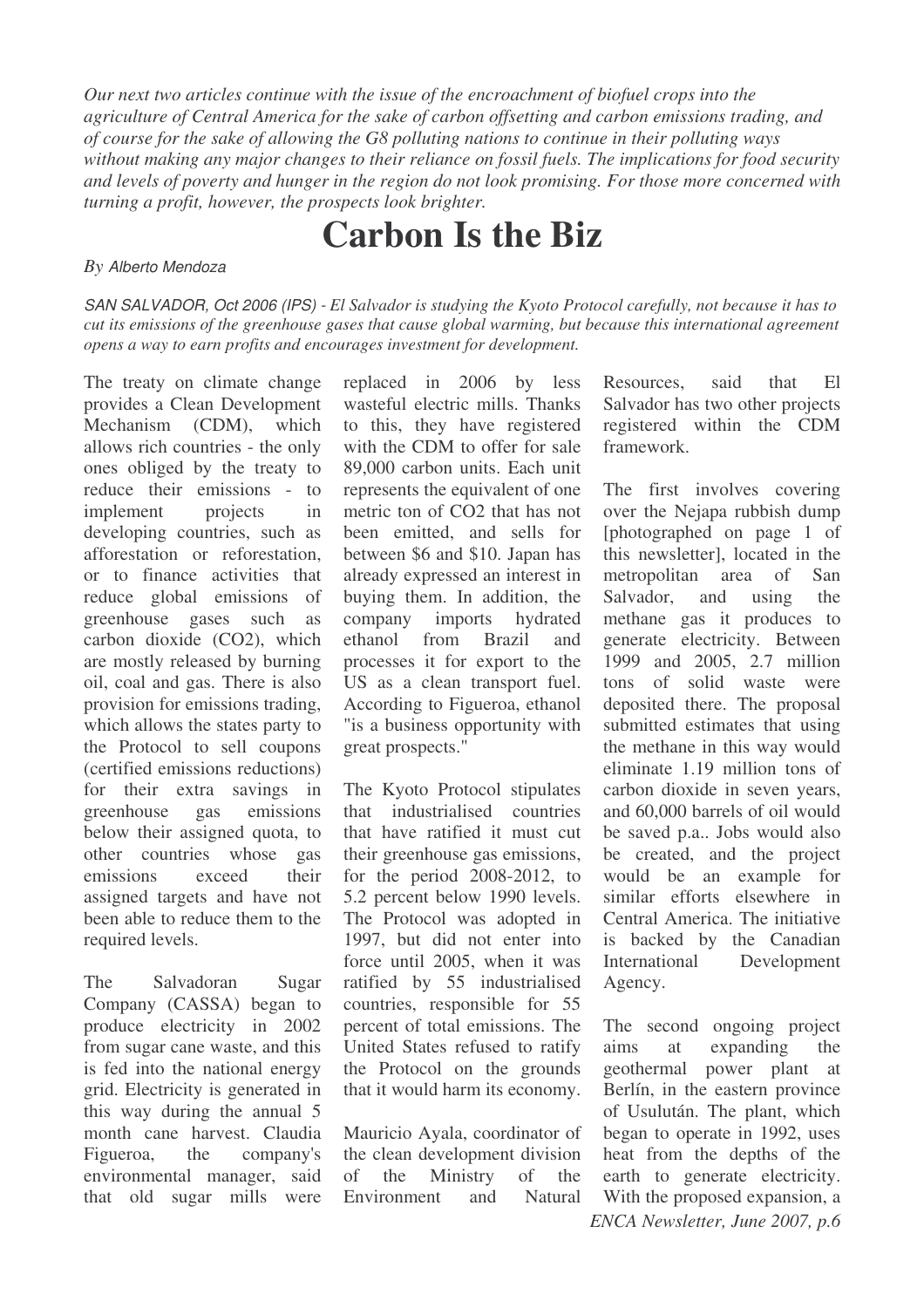*Our next two articles continue with the issue of the encroachment of biofuel crops into the agriculture of Central America for the sake of carbon offsetting and carbon emissions trading, and of course for the sake of allowing the G8 polluting nations to continue in their polluting ways without making any major changes to their reliance on fossil fuels. The implications for food security and levels of poverty and hunger in the region do not look promising. For those more concerned with turning a profit, however, the prospects look brighter.*

# Carbon Is the Biz

*By Alberto Mendoza*

*SAN SALVADOR, Oct 2006 (IPS) - El Salvador is studying the Kyoto Protocol carefully, not because it has to cut its emissions of the greenhouse gases that cause global warming, but because this international agreement opens a way to earn profits and encourages investment for development.*

The treaty on climate change provides a Clean Development Mechanism (CDM), which allows rich countries - the only ones obliged by the treaty to reduce their emissions - to implement projects in developing countries, such as afforestation or reforestation, or to finance activities that reduce global emissions of greenhouse gases such as carbon dioxide ($CO_2$), which are mostly released by burning oil, coal and gas. There is also provision for emissions trading, which allows the states party to the Protocol to sell coupons (certified emissions reductions) for their extra savings in greenhouse gas emissions below their assigned quota, to other countries whose gas emissions exceed their assigned targets and have not been able to reduce them to the required levels.

The Salvadoran Sugar Company (CASSA) began to produce electricity in 2002 from sugar cane waste, and this is fed into the national energy grid. Electricity is generated in this way during the annual 5 month cane harvest. Claudia Figueroa, the company's environmental manager, said that old sugar mills were replaced in 2006 by less wasteful electric mills. Thanks to this, they have registered with the CDM to offer for sale 89,000 carbon units. Each unit represents the equivalent of one metric ton of $CO_2$ that has not been emitted, and sells for between $6 and $10. Japan has already expressed an interest in buying them. In addition, the company imports hydrated ethanol from Brazil and processes it for export to the US as a clean transport fuel. According to Figueroa, ethanol "is a business opportunity with great prospects."

The Kyoto Protocol stipulates that industrialised countries that have ratified it must cut their greenhouse gas emissions, for the period 2008-2012, to 5.2 percent below 1990 levels. The Protocol was adopted in 1997, but did not enter into force until 2005, when it was ratified by 55 industrialised countries, responsible for 55 percent of total emissions. The United States refused to ratify the Protocol on the grounds that it would harm its economy.

Mauricio Ayala, coordinator of the clean development division of the Ministry of the Environment and Natural Resources, said that El Salvador has two other projects registered within the CDM framework.

The first involves covering over the Nejapa rubbish dump [photographed on page 1 of this newsletter], located in the metropolitan area of San Salvador, and using the methane gas it produces to generate electricity. Between 1999 and 2005, 2.7 million tons of solid waste were deposited there. The proposal submitted estimates that using the methane in this way would eliminate 1.19 million tons of carbon dioxide in seven years, and 60,000 barrels of oil would be saved p.a.. Jobs would also be created, and the project would be an example for similar efforts elsewhere in Central America. The initiative is backed by the Canadian International Development Agency.

The second ongoing project aims at expanding the geothermal power plant at Berlín, in the eastern province of Usulután. The plant, which began to operate in 1992, uses heat from the depths of the earth to generate electricity. With the proposed expansion, a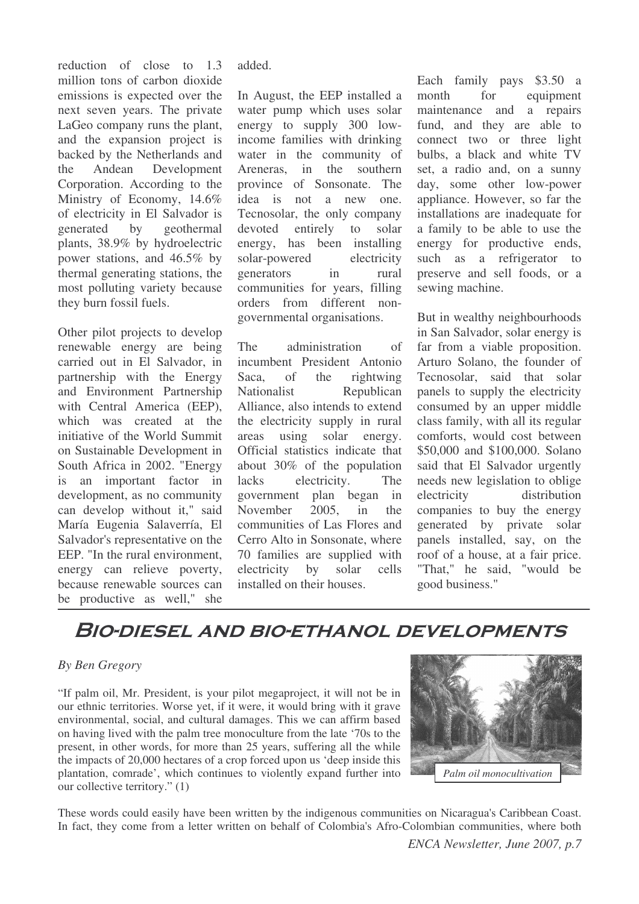reduction of close to 1.3 million tons of carbon dioxide emissions is expected over the next seven years. The private LaGeo company runs the plant, and the expansion project is backed by the Netherlands and the Andean Development Corporation. According to the Ministry of Economy, 14.6% of electricity in El Salvador is generated by geothermal plants, 38.9% by hydroelectric power stations, and 46.5% by thermal generating stations, the most polluting variety because they burn fossil fuels.

Other pilot projects to develop renewable energy are being carried out in El Salvador, in partnership with the Energy and Environment Partnership with Central America (EEP), which was created at the initiative of the World Summit on Sustainable Development in South Africa in 2002. "Energy is an important factor in development, as no community can develop without it," said María Eugenia Salaverría, El Salvador's representative on the EEP. "In the rural environment, energy can relieve poverty, because renewable sources can be productive as well," she added.

In August, the EEP installed a water pump which uses solar energy to supply 300 low-income families with drinking water in the community of Areneras, in the southern province of Sonsonate. The idea is not a new one. Tecnosolar, the only company devoted entirely to solar energy, has been installing solar-powered electricity generators in rural communities for years, filling orders from different non-governmental organisations.

The administration of incumbent President Antonio Saca, of the rightwing Nationalist Republican Alliance, also intends to extend the electricity supply in rural areas using solar energy. Official statistics indicate that about 30% of the population lacks electricity. The government plan began in November 2005, in the communities of Las Flores and Cerro Alto in Sonsonate, where 70 families are supplied with electricity by solar cells installed on their houses.

Each family pays \$3.50 a month for equipment maintenance and a repairs fund, and they are able to connect two or three light bulbs, a black and white TV set, a radio and, on a sunny day, some other low-power appliance. However, so far the installations are inadequate for a family to be able to use the energy for productive ends, such as a refrigerator to preserve and sell foods, or a sewing machine.

But in wealthy neighbourhoods in San Salvador, solar energy is far from a viable proposition. Arturo Solano, the founder of Tecnosolar, said that solar panels to supply the electricity consumed by an upper middle class family, with all its regular comforts, would cost between \$50,000 and \$100,000. Solano said that El Salvador urgently needs new legislation to oblige electricity distribution companies to buy the energy generated by private solar panels installed, say, on the roof of a house, at a fair price. "That," he said, "would be good business."

## Bio-diesel and bio-ethanol developments

*By Ben Gregory*

"If palm oil, Mr. President, is your pilot megaproject, it will not be in our ethnic territories. Worse yet, if it were, it would bring with it grave environmental, social, and cultural damages. This we can affirm based on having lived with the palm tree monoculture from the late '70s to the present, in other words, for more than 25 years, suffering all the while the impacts of 20,000 hectares of a crop forced upon us 'deep inside this plantation, comrade', which continues to violently expand further into our collective territory." (1)

*Palm oil monocultivation*

These words could easily have been written by the indigenous communities on Nicaragua's Caribbean Coast. In fact, they come from a letter written on behalf of Colombia's Afro-Colombian communities, where both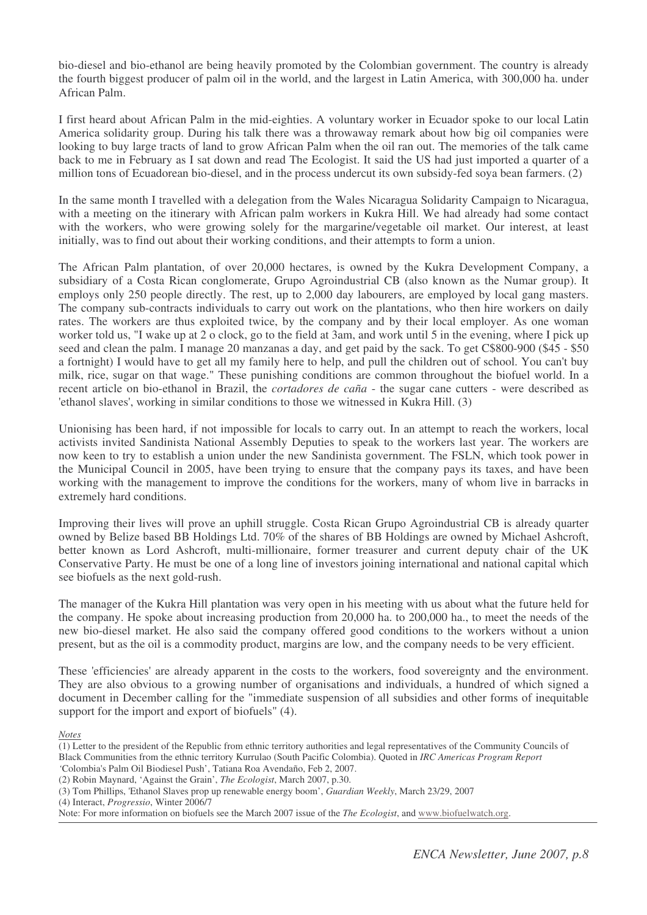bio-diesel and bio-ethanol are being heavily promoted by the Colombian government. The country is already the fourth biggest producer of palm oil in the world, and the largest in Latin America, with 300,000 ha. under African Palm.

I first heard about African Palm in the mid-eighties. A voluntary worker in Ecuador spoke to our local Latin America solidarity group. During his talk there was a throwaway remark about how big oil companies were looking to buy large tracts of land to grow African Palm when the oil ran out. The memories of the talk came back to me in February as I sat down and read The Ecologist. It said the US had just imported a quarter of a million tons of Ecuadorean bio-diesel, and in the process undercut its own subsidy-fed soya bean farmers. (2)

In the same month I travelled with a delegation from the Wales Nicaragua Solidarity Campaign to Nicaragua, with a meeting on the itinerary with African palm workers in Kukra Hill. We had already had some contact with the workers, who were growing solely for the margarine/vegetable oil market. Our interest, at least initially, was to find out about their working conditions, and their attempts to form a union.

The African Palm plantation, of over 20,000 hectares, is owned by the Kukra Development Company, a subsidiary of a Costa Rican conglomerate, Grupo Agroindustrial CB (also known as the Numar group). It employs only 250 people directly. The rest, up to 2,000 day labourers, are employed by local gang masters. The company sub-contracts individuals to carry out work on the plantations, who then hire workers on daily rates. The workers are thus exploited twice, by the company and by their local employer. As one woman worker told us, "I wake up at 2 o clock, go to the field at 3am, and work until 5 in the evening, where I pick up seed and clean the palm. I manage 20 manzanas a day, and get paid by the sack. To get C$800-900 ($45 - $50 a fortnight) I would have to get all my family here to help, and pull the children out of school. You can't buy milk, rice, sugar on that wage." These punishing conditions are common throughout the biofuel world. In a recent article on bio-ethanol in Brazil, the *cortadores de caña* - the sugar cane cutters - were described as 'ethanol slaves', working in similar conditions to those we witnessed in Kukra Hill. (3)

Unionising has been hard, if not impossible for locals to carry out. In an attempt to reach the workers, local activists invited Sandinista National Assembly Deputies to speak to the workers last year. The workers are now keen to try to establish a union under the new Sandinista government. The FSLN, which took power in the Municipal Council in 2005, have been trying to ensure that the company pays its taxes, and have been working with the management to improve the conditions for the workers, many of whom live in barracks in extremely hard conditions.

Improving their lives will prove an uphill struggle. Costa Rican Grupo Agroindustrial CB is already quarter owned by Belize based BB Holdings Ltd. 70% of the shares of BB Holdings are owned by Michael Ashcroft, better known as Lord Ashcroft, multi-millionaire, former treasurer and current deputy chair of the UK Conservative Party. He must be one of a long line of investors joining international and national capital which see biofuels as the next gold-rush.

The manager of the Kukra Hill plantation was very open in his meeting with us about what the future held for the company. He spoke about increasing production from 20,000 ha. to 200,000 ha., to meet the needs of the new bio-diesel market. He also said the company offered good conditions to the workers without a union present, but as the oil is a commodity product, margins are low, and the company needs to be very efficient.

These 'efficiencies' are already apparent in the costs to the workers, food sovereignty and the environment. They are also obvious to a growing number of organisations and individuals, a hundred of which signed a document in December calling for the "immediate suspension of all subsidies and other forms of inequitable support for the import and export of biofuels" (4).

*Notes*

(1) Letter to the president of the Republic from ethnic territory authorities and legal representatives of the Community Councils of Black Communities from the ethnic territory Kurrulao (South Pacific Colombia). Quoted in *IRC Americas Program Report* 'Colombia's Palm Oil Biodiesel Push', Tatiana Roa Avendaño, Feb 2, 2007.

(2) Robin Maynard, 'Against the Grain', *The Ecologist*, March 2007, p.30.

(3) Tom Phillips, 'Ethanol Slaves prop up renewable energy boom', *Guardian Weekly*, March 23/29, 2007

(4) Interact, *Progressio*, Winter 2006/7

Note: For more information on biofuels see the March 2007 issue of the *The Ecologist*, and www.biofuelwatch.org.

*ENCA Newsletter, June 2007, p.8*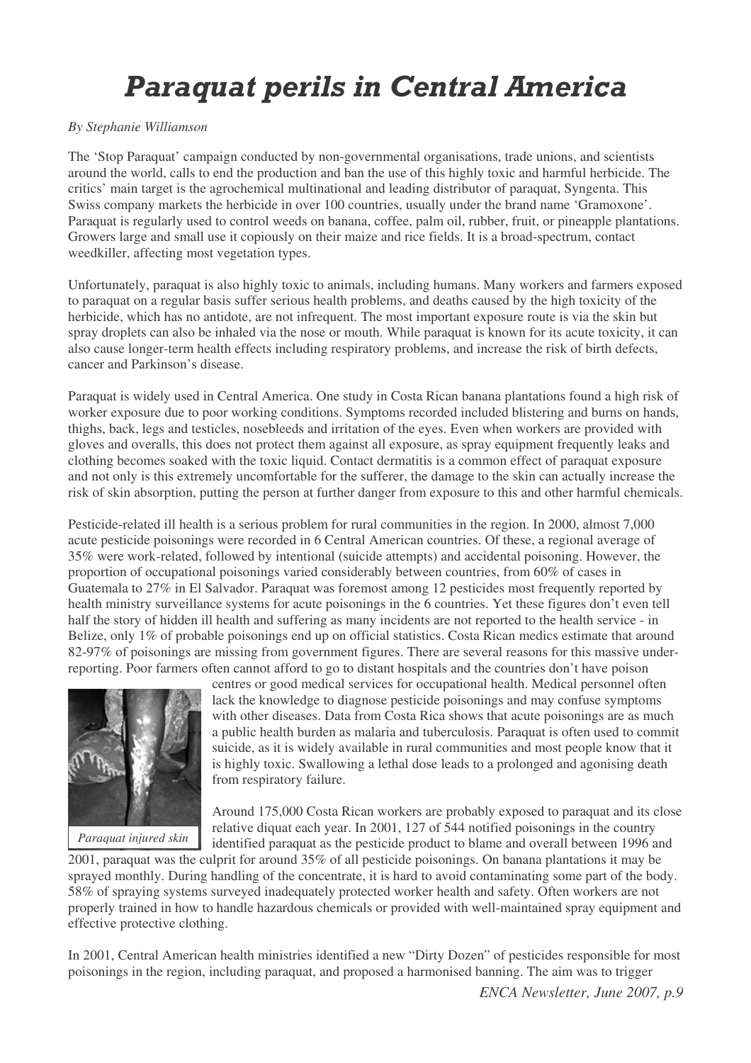# Paraquat perils in Central America

*By Stephanie Williamson*

The 'Stop Paraquat' campaign conducted by non-governmental organisations, trade unions, and scientists around the world, calls to end the production and ban the use of this highly toxic and harmful herbicide. The critics' main target is the agrochemical multinational and leading distributor of paraquat, Syngenta. This Swiss company markets the herbicide in over 100 countries, usually under the brand name 'Gramoxone'. Paraquat is regularly used to control weeds on banana, coffee, palm oil, rubber, fruit, or pineapple plantations. Growers large and small use it copiously on their maize and rice fields. It is a broad-spectrum, contact weedkiller, affecting most vegetation types.

Unfortunately, paraquat is also highly toxic to animals, including humans. Many workers and farmers exposed to paraquat on a regular basis suffer serious health problems, and deaths caused by the high toxicity of the herbicide, which has no antidote, are not infrequent. The most important exposure route is via the skin but spray droplets can also be inhaled via the nose or mouth. While paraquat is known for its acute toxicity, it can also cause longer-term health effects including respiratory problems, and increase the risk of birth defects, cancer and Parkinson's disease.

Paraquat is widely used in Central America. One study in Costa Rican banana plantations found a high risk of worker exposure due to poor working conditions. Symptoms recorded included blistering and burns on hands, thighs, back, legs and testicles, nosebleeds and irritation of the eyes. Even when workers are provided with gloves and overalls, this does not protect them against all exposure, as spray equipment frequently leaks and clothing becomes soaked with the toxic liquid. Contact dermatitis is a common effect of paraquat exposure and not only is this extremely uncomfortable for the sufferer, the damage to the skin can actually increase the risk of skin absorption, putting the person at further danger from exposure to this and other harmful chemicals.

Pesticide-related ill health is a serious problem for rural communities in the region. In 2000, almost 7,000 acute pesticide poisonings were recorded in 6 Central American countries. Of these, a regional average of 35% were work-related, followed by intentional (suicide attempts) and accidental poisoning. However, the proportion of occupational poisonings varied considerably between countries, from 60% of cases in Guatemala to 27% in El Salvador. Paraquat was foremost among 12 pesticides most frequently reported by health ministry surveillance systems for acute poisonings in the 6 countries. Yet these figures don't even tell half the story of hidden ill health and suffering as many incidents are not reported to the health service - in Belize, only 1% of probable poisonings end up on official statistics. Costa Rican medics estimate that around 82-97% of poisonings are missing from government figures. There are several reasons for this massive under-reporting. Poor farmers often cannot afford to go to distant hospitals and the countries don't have poison centres or good medical services for occupational health. Medical personnel often lack the knowledge to diagnose pesticide poisonings and may confuse symptoms with other diseases. Data from Costa Rica shows that acute poisonings are as much a public health burden as malaria and tuberculosis. Paraquat is often used to commit suicide, as it is widely available in rural communities and most people know that it is highly toxic. Swallowing a lethal dose leads to a prolonged and agonising death from respiratory failure.

*Paraquat injured skin*

Around 175,000 Costa Rican workers are probably exposed to paraquat and its close relative diquat each year. In 2001, 127 of 544 notified poisonings in the country identified paraquat as the pesticide product to blame and overall between 1996 and 2001, paraquat was the culprit for around 35% of all pesticide poisonings. On banana plantations it may be sprayed monthly. During handling of the concentrate, it is hard to avoid contaminating some part of the body. 58% of spraying systems surveyed inadequately protected worker health and safety. Often workers are not properly trained in how to handle hazardous chemicals or provided with well-maintained spray equipment and effective protective clothing.

In 2001, Central American health ministries identified a new "Dirty Dozen" of pesticides responsible for most poisonings in the region, including paraquat, and proposed a harmonised banning. The aim was to trigger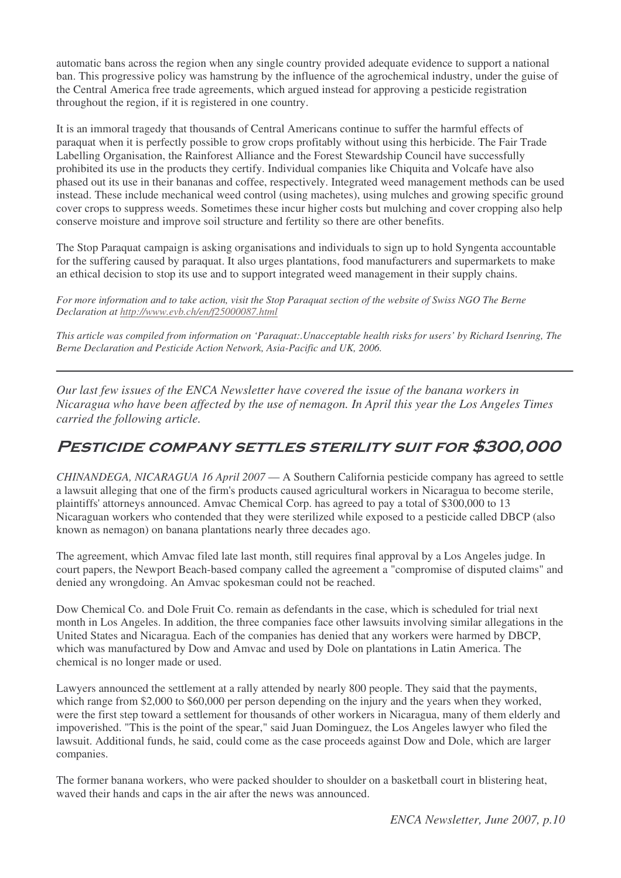automatic bans across the region when any single country provided adequate evidence to support a national ban. This progressive policy was hamstrung by the influence of the agrochemical industry, under the guise of the Central America free trade agreements, which argued instead for approving a pesticide registration throughout the region, if it is registered in one country.

It is an immoral tragedy that thousands of Central Americans continue to suffer the harmful effects of paraquat when it is perfectly possible to grow crops profitably without using this herbicide. The Fair Trade Labelling Organisation, the Rainforest Alliance and the Forest Stewardship Council have successfully prohibited its use in the products they certify. Individual companies like Chiquita and Volcafe have also phased out its use in their bananas and coffee, respectively. Integrated weed management methods can be used instead. These include mechanical weed control (using machetes), using mulches and growing specific ground cover crops to suppress weeds. Sometimes these incur higher costs but mulching and cover cropping also help conserve moisture and improve soil structure and fertility so there are other benefits.

The Stop Paraquat campaign is asking organisations and individuals to sign up to hold Syngenta accountable for the suffering caused by paraquat. It also urges plantations, food manufacturers and supermarkets to make an ethical decision to stop its use and to support integrated weed management in their supply chains.

*For more information and to take action, visit the Stop Paraquat section of the website of Swiss NGO The Berne Declaration at http://www.evb.ch/en/f25000087.html*

*This article was compiled from information on 'Paraquat:.Unacceptable health risks for users' by Richard Isenring, The Berne Declaration and Pesticide Action Network, Asia-Pacific and UK, 2006.*

---

*Our last few issues of the ENCA Newsletter have covered the issue of the banana workers in Nicaragua who have been affected by the use of nemagon. In April this year the Los Angeles Times carried the following article.*

## Pesticide company settles sterility suit for $300,000

*CHINANDEGA, NICARAGUA 16 April 2007* — A Southern California pesticide company has agreed to settle a lawsuit alleging that one of the firm's products caused agricultural workers in Nicaragua to become sterile, plaintiffs' attorneys announced. Amvac Chemical Corp. has agreed to pay a total of $300,000 to 13 Nicaraguan workers who contended that they were sterilized while exposed to a pesticide called DBCP (also known as nemagon) on banana plantations nearly three decades ago.

The agreement, which Amvac filed late last month, still requires final approval by a Los Angeles judge. In court papers, the Newport Beach-based company called the agreement a "compromise of disputed claims" and denied any wrongdoing. An Amvac spokesman could not be reached.

Dow Chemical Co. and Dole Fruit Co. remain as defendants in the case, which is scheduled for trial next month in Los Angeles. In addition, the three companies face other lawsuits involving similar allegations in the United States and Nicaragua. Each of the companies has denied that any workers were harmed by DBCP, which was manufactured by Dow and Amvac and used by Dole on plantations in Latin America. The chemical is no longer made or used.

Lawyers announced the settlement at a rally attended by nearly 800 people. They said that the payments, which range from $2,000 to $60,000 per person depending on the injury and the years when they worked, were the first step toward a settlement for thousands of other workers in Nicaragua, many of them elderly and impoverished. "This is the point of the spear," said Juan Dominguez, the Los Angeles lawyer who filed the lawsuit. Additional funds, he said, could come as the case proceeds against Dow and Dole, which are larger companies.

The former banana workers, who were packed shoulder to shoulder on a basketball court in blistering heat, waved their hands and caps in the air after the news was announced.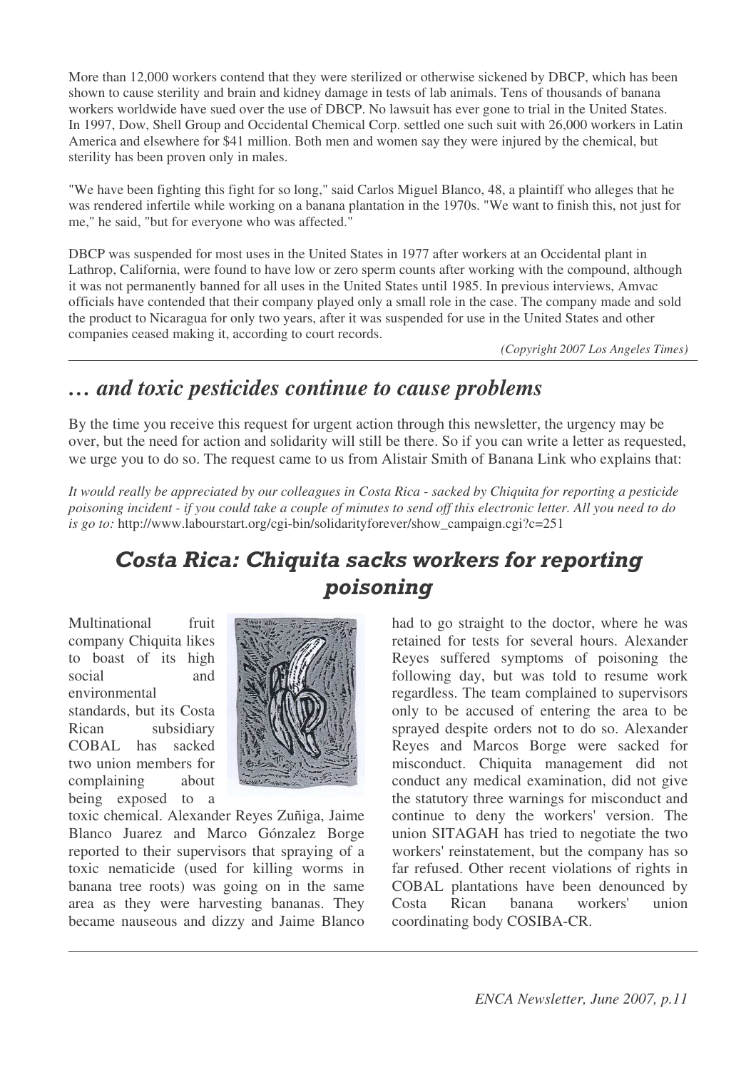More than 12,000 workers contend that they were sterilized or otherwise sickened by DBCP, which has been shown to cause sterility and brain and kidney damage in tests of lab animals. Tens of thousands of banana workers worldwide have sued over the use of DBCP. No lawsuit has ever gone to trial in the United States. In 1997, Dow, Shell Group and Occidental Chemical Corp. settled one such suit with 26,000 workers in Latin America and elsewhere for $41 million. Both men and women say they were injured by the chemical, but sterility has been proven only in males.

"We have been fighting this fight for so long," said Carlos Miguel Blanco, 48, a plaintiff who alleges that he was rendered infertile while working on a banana plantation in the 1970s. "We want to finish this, not just for me," he said, "but for everyone who was affected."

DBCP was suspended for most uses in the United States in 1977 after workers at an Occidental plant in Lathrop, California, were found to have low or zero sperm counts after working with the compound, although it was not permanently banned for all uses in the United States until 1985. In previous interviews, Amvac officials have contended that their company played only a small role in the case. The company made and sold the product to Nicaragua for only two years, after it was suspended for use in the United States and other companies ceased making it, according to court records.

*(Copyright 2007 Los Angeles Times)*

## *… and toxic pesticides continue to cause problems*

By the time you receive this request for urgent action through this newsletter, the urgency may be over, but the need for action and solidarity will still be there. So if you can write a letter as requested, we urge you to do so. The request came to us from Alistair Smith of Banana Link who explains that:

*It would really be appreciated by our colleagues in Costa Rica - sacked by Chiquita for reporting a pesticide poisoning incident - if you could take a couple of minutes to send off this electronic letter. All you need to do is go to:* http://www.labourstart.org/cgi-bin/solidarityforever/show_campaign.cgi?c=251

## *Costa Rica: Chiquita sacks workers for reporting poisoning*

Multinational fruit company Chiquita likes to boast of its high social and environmental standards, but its Costa Rican subsidiary COBAL has sacked two union members for complaining about being exposed to a toxic chemical. Alexander Reyes Zuñiga, Jaime Blanco Juarez and Marco Gónzalez Borge reported to their supervisors that spraying of a toxic nematicide (used for killing worms in banana tree roots) was going on in the same area as they were harvesting bananas. They became nauseous and dizzy and Jaime Blanco had to go straight to the doctor, where he was retained for tests for several hours. Alexander Reyes suffered symptoms of poisoning the following day, but was told to resume work regardless. The team complained to supervisors only to be accused of entering the area to be sprayed despite orders not to do so. Alexander Reyes and Marcos Borge were sacked for misconduct. Chiquita management did not conduct any medical examination, did not give the statutory three warnings for misconduct and continue to deny the workers' version. The union SITAGAH has tried to negotiate the two workers' reinstatement, but the company has so far refused. Other recent violations of rights in COBAL plantations have been denounced by Costa Rican banana workers' union coordinating body COSIBA-CR.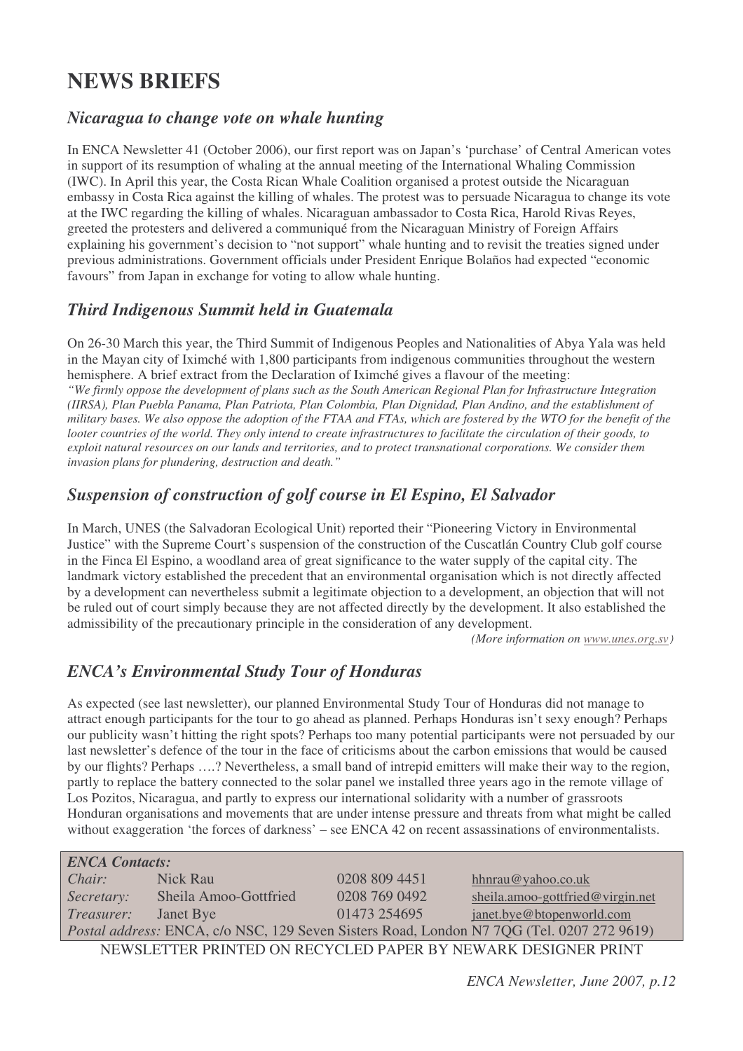# NEWS BRIEFS

## *Nicaragua to change vote on whale hunting*

In ENCA Newsletter 41 (October 2006), our first report was on Japan's 'purchase' of Central American votes in support of its resumption of whaling at the annual meeting of the International Whaling Commission (IWC). In April this year, the Costa Rican Whale Coalition organised a protest outside the Nicaraguan embassy in Costa Rica against the killing of whales. The protest was to persuade Nicaragua to change its vote at the IWC regarding the killing of whales. Nicaraguan ambassador to Costa Rica, Harold Rivas Reyes, greeted the protesters and delivered a communiqué from the Nicaraguan Ministry of Foreign Affairs explaining his government's decision to "not support" whale hunting and to revisit the treaties signed under previous administrations. Government officials under President Enrique Bolaños had expected "economic favours" from Japan in exchange for voting to allow whale hunting.

## *Third Indigenous Summit held in Guatemala*

On 26-30 March this year, the Third Summit of Indigenous Peoples and Nationalities of Abya Yala was held in the Mayan city of Iximché with 1,800 participants from indigenous communities throughout the western hemisphere. A brief extract from the Declaration of Iximché gives a flavour of the meeting:

*"We firmly oppose the development of plans such as the South American Regional Plan for Infrastructure Integration (IIRSA), Plan Puebla Panama, Plan Patriota, Plan Colombia, Plan Dignidad, Plan Andino, and the establishment of military bases. We also oppose the adoption of the FTAA and FTAs, which are fostered by the WTO for the benefit of the looter countries of the world. They only intend to create infrastructures to facilitate the circulation of their goods, to exploit natural resources on our lands and territories, and to protect transnational corporations. We consider them invasion plans for plundering, destruction and death."*

## *Suspension of construction of golf course in El Espino, El Salvador*

In March, UNES (the Salvadoran Ecological Unit) reported their "Pioneering Victory in Environmental Justice" with the Supreme Court's suspension of the construction of the Cuscatlán Country Club golf course in the Finca El Espino, a woodland area of great significance to the water supply of the capital city. The landmark victory established the precedent that an environmental organisation which is not directly affected by a development can nevertheless submit a legitimate objection to a development, an objection that will not be ruled out of court simply because they are not affected directly by the development. It also established the admissibility of the precautionary principle in the consideration of any development.

*(More information on www.unes.org.sv)*

## *ENCA's Environmental Study Tour of Honduras*

As expected (see last newsletter), our planned Environmental Study Tour of Honduras did not manage to attract enough participants for the tour to go ahead as planned. Perhaps Honduras isn't sexy enough? Perhaps our publicity wasn't hitting the right spots? Perhaps too many potential participants were not persuaded by our last newsletter's defence of the tour in the face of criticisms about the carbon emissions that would be caused by our flights? Perhaps ….? Nevertheless, a small band of intrepid emitters will make their way to the region, partly to replace the battery connected to the solar panel we installed three years ago in the remote village of Los Pozitos, Nicaragua, and partly to express our international solidarity with a number of grassroots Honduran organisations and movements that are under intense pressure and threats from what might be called without exaggeration 'the forces of darkness' – see ENCA 42 on recent assassinations of environmentalists.

| | | | |
|---|---|---|---|
| ***ENCA Contacts:*** | | | |
| *Chair:* | Nick Rau | 0208 809 4451 | hhnrau@yahoo.co.uk |
| *Secretary:* | Sheila Amoo-Gottfried | 0208 769 0492 | sheila.amoo-gottfried@virgin.net |
| *Treasurer:* | Janet Bye | 01473 254695 | janet.bye@btopenworld.com |

*Postal address:* ENCA, c/o NSC, 129 Seven Sisters Road, London N7 7QG (Tel. 0207 272 9619)

NEWSLETTER PRINTED ON RECYCLED PAPER BY NEWARK DESIGNER PRINT